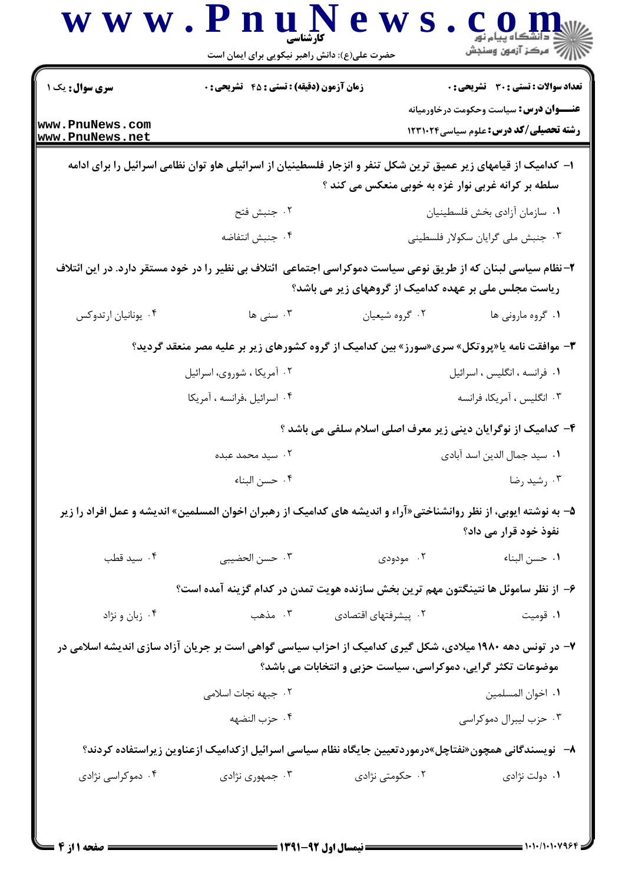**سری سوال:** یک ۱

**زمان آزمون (دقیقه) : تستی : ۴۵ تشریحی : ۰**

**تعداد سوالات : تستی : ۳۰ تشریحی : ۰**

**عنـــوان درس:** سیاست وحکومت درخاورمیانه

**رشته تحصیلی/کد درس:** علوم سیاسی ۱۲۳۱۰۲۴

۱- کدامیک از قیامهای زیر عمیق ترین شکل تنفر و انزجار فلسطینیان از اسرائیلی هاو توان نظامی اسرائیل را برای ادامه سلطه بر کرانه غربی نوار غزه به خوبی منعکس می کند ؟

۱. سازمان آزادی بخش فلسطینیان
۲. جنبش فتح
۳. جنبش ملی گرایان سکولار فلسطینی
۴. جنبش انتفاضه

۲-نظام سیاسی لبنان که از طریق نوعی سیاست دموکراسی اجتماعی ائتلاف بی نظیر را در خود مستقر دارد. در این ائتلاف ریاست مجلس ملی بر عهده کدامیک از گروههای زیر می باشد؟

۱. گروه مارونی ها
۲. گروه شیعیان
۳. سنی ها
۴. یونانیان ارتدوکس

۳- موافقت نامه یا«پروتکل» سری«سورز» بین کدامیک از گروه کشورهای زیر بر علیه مصر منعقد گردید؟

۱. فرانسه ، انگلیس ، اسرائیل
۲. آمریکا ، شوروی، اسرائیل
۳. انگلیس ، آمریکا، فرانسه
۴. اسرائیل ،فرانسه ، آمریکا

۴- کدامیک از نوگرایان دینی زیر معرف اصلی اسلام سلفی می باشد ؟

۱. سید جمال الدین اسد آبادی
۲. سید محمد عبده
۳. رشید رضا
۴. حسن البناء

۵- به نوشته ایوبی، از نظر روانشناختی«آراء و اندیشه های کدامیک از رهبران اخوان المسلمین» اندیشه و عمل افراد را زیر نفوذ خود قرار می داد؟

۱. حسن البناء
۲. مودودی
۳. حسن الحضیبی
۴. سید قطب

۶- از نظر ساموئل ها نتینگتون مهم ترین بخش سازنده هویت تمدن در کدام گزینه آمده است؟

۱. قومیت
۲. پیشرفتهای اقتصادی
۳. مذهب
۴. زبان و نژاد

۷- در تونس دهه ۱۹۸۰ میلادی، شکل گیری کدامیک از احزاب سیاسی گواهی است بر جریان آزاد سازی اندیشه اسلامی در موضوعات تکثر گرایی، دموکراسی، سیاست حزبی و انتخابات می باشد؟

۱. اخوان المسلمین
۲. جبهه نجات اسلامی
۳. حزب لیبرال دموکراسی
۴. حزب النضهه

۸- نویسندگانی همچون«نفتاچل»درموردتعیین جایگاه نظام سیاسی اسرائیل ازکدامیک ازعناوین زیراستفاده کردند؟

۱. دولت نژادی
۲. حکومتی نژادی
۳. جمهوری نژادی
۴. دموکراسی نژادی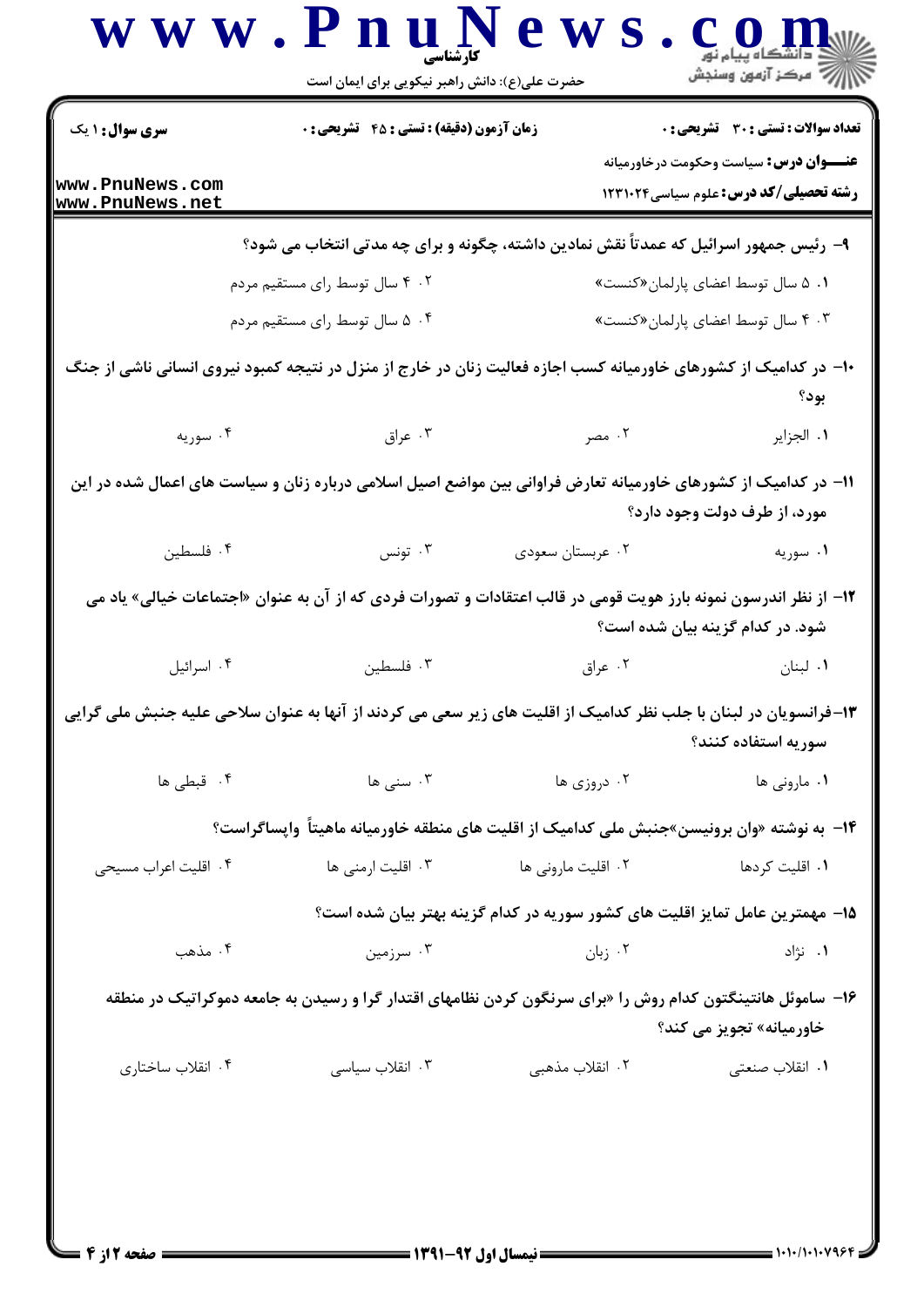**سری سوال:** ۱ یک

**زمان آزمون (دقیقه) : تستی : ۴۵ تشریحی : ۰**

**تعداد سوالات : تستی : ۳۰ تشریحی : ۰**

**عنـــوان درس:** سیاست وحکومت درخاورمیانه

**رشته تحصیلی/کد درس:** علوم سیاسی۱۲۳۱۰۲۴

۹- رئیس جمهور اسرائیل که عمدتاً نقش نمادین داشته، چگونه و برای چه مدتی انتخاب می شود؟

۱. ۵ سال توسط اعضای پارلمان«کنست»

۲. ۴ سال توسط رای مستقیم مردم

۳. ۴ سال توسط اعضای پارلمان«کنست»

۴. ۵ سال توسط رای مستقیم مردم

۱۰- در کدامیک از کشورهای خاورمیانه کسب اجازه فعالیت زنان در خارج از منزل در نتیجه کمبود نیروی انسانی ناشی از جنگ بود؟

۱. الجزایر

۲. مصر

۳. عراق

۴. سوریه

۱۱- در کدامیک از کشورهای خاورمیانه تعارض فراوانی بین مواضع اصیل اسلامی درباره زنان و سیاست های اعمال شده در این مورد، از طرف دولت وجود دارد؟

۱. سوریه

۲. عربستان سعودی

۳. تونس

۴. فلسطین

۱۲- از نظر اندرسون نمونه بارز هویت قومی در قالب اعتقادات و تصورات فردی که از آن به عنوان «اجتماعات خیالی» یاد می شود. در کدام گزینه بیان شده است؟

۱. لبنان

۲. عراق

۳. فلسطین

۴. اسرائیل

۱۳-فرانسویان در لبنان با جلب نظر کدامیک از اقلیت های زیر سعی می کردند از آنها به عنوان سلاحی علیه جنبش ملی گرایی سوریه استفاده کنند؟

۱. مارونی ها

۲. دروزی ها

۳. سنی ها

۴. قبطی ها

۱۴- به نوشته «وان برونیسن»جنبش ملی کدامیک از اقلیت های منطقه خاورمیانه ماهیتاً واپساگراست؟

۱. اقلیت کردها

۲. اقلیت مارونی ها

۳. اقلیت ارمنی ها

۴. اقلیت اعراب مسیحی

۱۵- مهمترین عامل تمایز اقلیت های کشور سوریه در کدام گزینه بهتر بیان شده است؟

۱. نژاد

۲. زبان

۳. سرزمین

۴. مذهب

۱۶- ساموئل هانتینگتون کدام روش را «برای سرنگون کردن نظامهای اقتدار گرا و رسیدن به جامعه دموکراتیک در منطقه خاورمیانه» تجویز می کند؟

۱. انقلاب صنعتی

۲. انقلاب مذهبی

۳. انقلاب سیاسی

۴. انقلاب ساختاری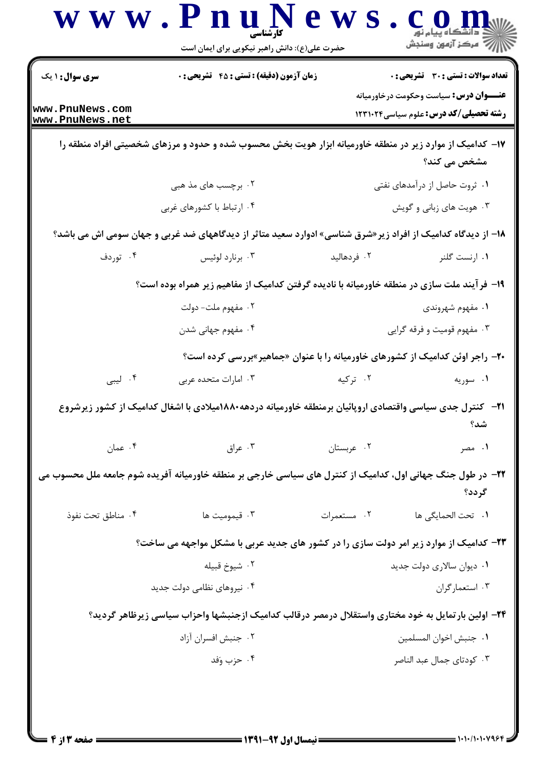سری سوال: ۱ یک | زمان آزمون (دقیقه) : تستی : ۴۵ تشریحی : ۰ | تعداد سوالات : تستی : ۳۰ تشریحی : ۰

**عنوان درس:** سیاست وحکومت درخاورمیانه

**رشته تحصیلی/کد درس:** علوم سیاسی ۱۲۳۱۰۲۴

۱۷- کدامیک از موارد زیر در منطقه خاورمیانه ابزار هویت بخش محسوب شده و حدود و مرزهای شخصیتی افراد منطقه را مشخص می کند؟

۱. ثروت حاصل از درآمدهای نفتی
۲. برچسب های مذ هبی
۳. هویت های زبانی و گویش
۴. ارتباط با کشورهای غربی

۱۸- از دیدگاه کدامیک از افراد زیر«شرق شناسی» ادوارد سعید متاثر از دیدگاههای ضد غربی و جهان سومی اش می باشد؟

۱. ارنست گلنر
۲. فردهالید
۳. برنارد لوئیس
۴. توردف

۱۹- فرآیند ملت سازی در منطقه خاورمیانه با نادیده گرفتن کدامیک از مفاهیم زیر همراه بوده است؟

۱. مفهوم شهروندی
۲. مفهوم ملت- دولت
۳. مفهوم قومیت و فرقه گرایی
۴. مفهوم جهانی شدن

۲۰- راجر اوئن کدامیک از کشورهای خاورمیانه را با عنوان «جماهیر»بررسی کرده است؟

۱. سوریه
۲. ترکیه
۳. امارات متحده عربی
۴. لیبی

۲۱- کنترل جدی سیاسی واقتصادی اروپائیان برمنطقه خاورمیانه دردهه۱۸۸۰میلادی با اشغال کدامیک از کشور زیرشروع شد؟

۱. مصر
۲. عربستان
۳. عراق
۴. عمان

۲۲- در طول جنگ جهانی اول، کدامیک از کنترل های سیاسی خارجی بر منطقه خاورمیانه آفریده شوم جامعه ملل محسوب می گردد؟

۱. تحت الحمایگی ها
۲. مستعمرات
۳. قیمومیت ها
۴. مناطق تحت نفوذ

۲۳- کدامیک از موارد زیر امر دولت سازی را در کشور های جدید عربی با مشکل مواجهه می ساخت؟

۱. دیوان سالاری دولت جدید
۲. شیوخ قبیله
۳. استعمارگران
۴. نیروهای نظامی دولت جدید

۲۴- اولین بارتمایل به خود مختاری واستقلال درمصر درقالب کدامیک ازجنبشها واحزاب سیاسی زیرظاهر گردید؟

۱. جنبش اخوان المسلمین
۲. جنبش افسران آزاد
۳. کودتای جمال عبد الناصر
۴. حزب وَفد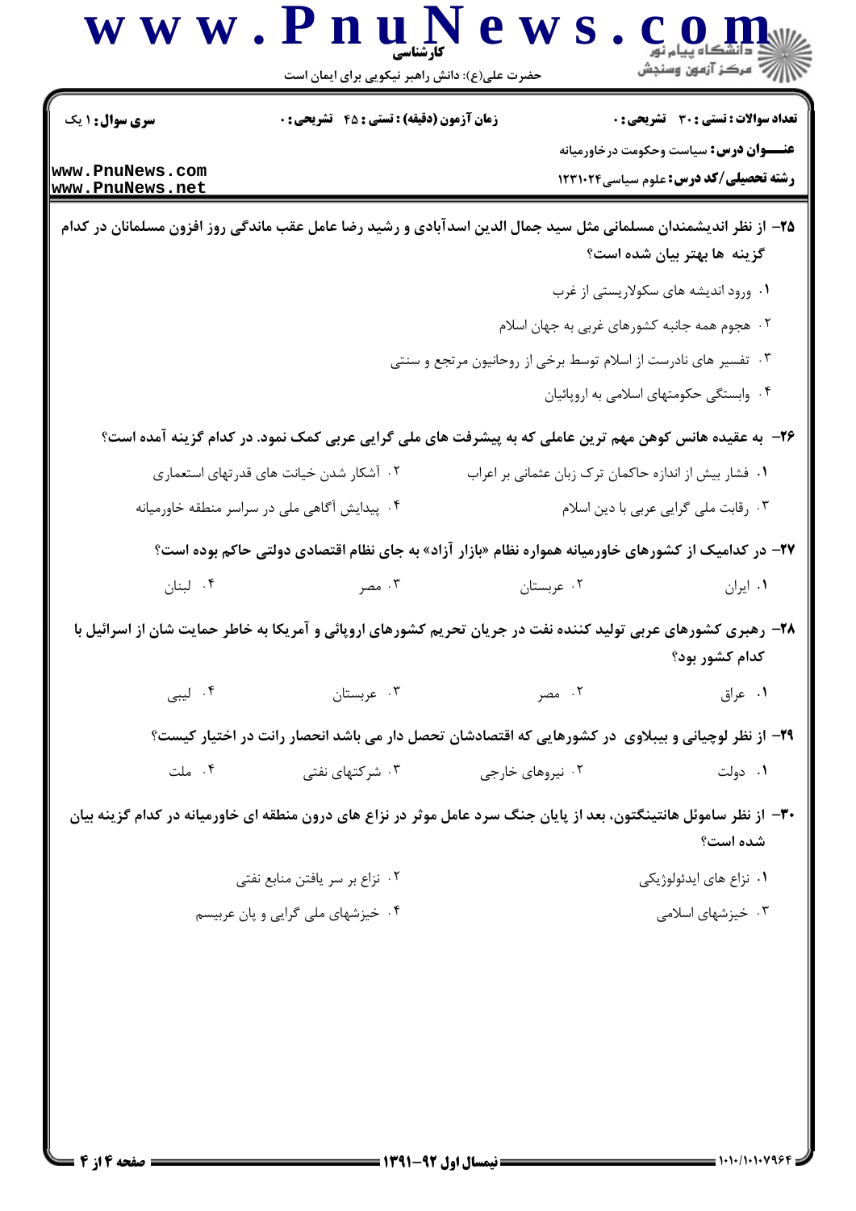۲۵- از نظر اندیشمندان مسلمانی مثل سید جمال الدین اسدآبادی و رشید رضا عامل عقب ماندگی روز افزون مسلمانان در کدام گزینه ها بهتر بیان شده است؟

۱. ورود اندیشه های سکولاریستی از غرب

۲. هجوم همه جانبه کشورهای غربی به جهان اسلام

۳. تفسیر های نادرست از اسلام توسط برخی از روحانیون مرتجع و سنتی

۴. وابستگی حکومتهای اسلامی به اروپائیان

۲۶- به عقیده هانس کوهن مهم ترین عاملی که به پیشرفت های ملی گرایی عربی کمک نمود. در کدام گزینه آمده است؟

۱. فشار بیش از اندازه حاکمان ترک زبان عثمانی بر اعراب

۲. آشکار شدن خیانت های قدرتهای استعماری

۳. رقابت ملی گرایی عربی با دین اسلام

۴. پیدایش آگاهی ملی در سراسر منطقه خاورمیانه

۲۷- در کدامیک از کشورهای خاورمیانه همواره نظام «بازار آزاد» به جای نظام اقتصادی دولتی حاکم بوده است؟

۱. ایران

۲. عربستان

۳. مصر

۴. لبنان

۲۸- رهبری کشورهای عربی تولید کننده نفت در جریان تحریم کشورهای اروپائی و آمریکا به خاطر حمایت شان از اسرائیل با کدام کشور بود؟

۱. عراق

۲. مصر

۳. عربستان

۴. لیبی

۲۹- از نظر لوچیانی و ببیلاوی در کشورهایی که اقتصادشان تحصل دار می باشد انحصار رانت در اختیار کیست؟

۱. دولت

۲. نیروهای خارجی

۳. شرکتهای نفتی

۴. ملت

۳۰- از نظر ساموئل هانتینگتون، بعد از پایان جنگ سرد عامل موثر در نزاع های درون منطقه ای خاورمیانه در کدام گزینه بیان شده است؟

۱. نزاع های ایدئولوژیکی

۲. نزاع بر سر یافتن منابع نفتی

۳. خیزشهای اسلامی

۴. خیزشهای ملی گرایی و پان عربیسم